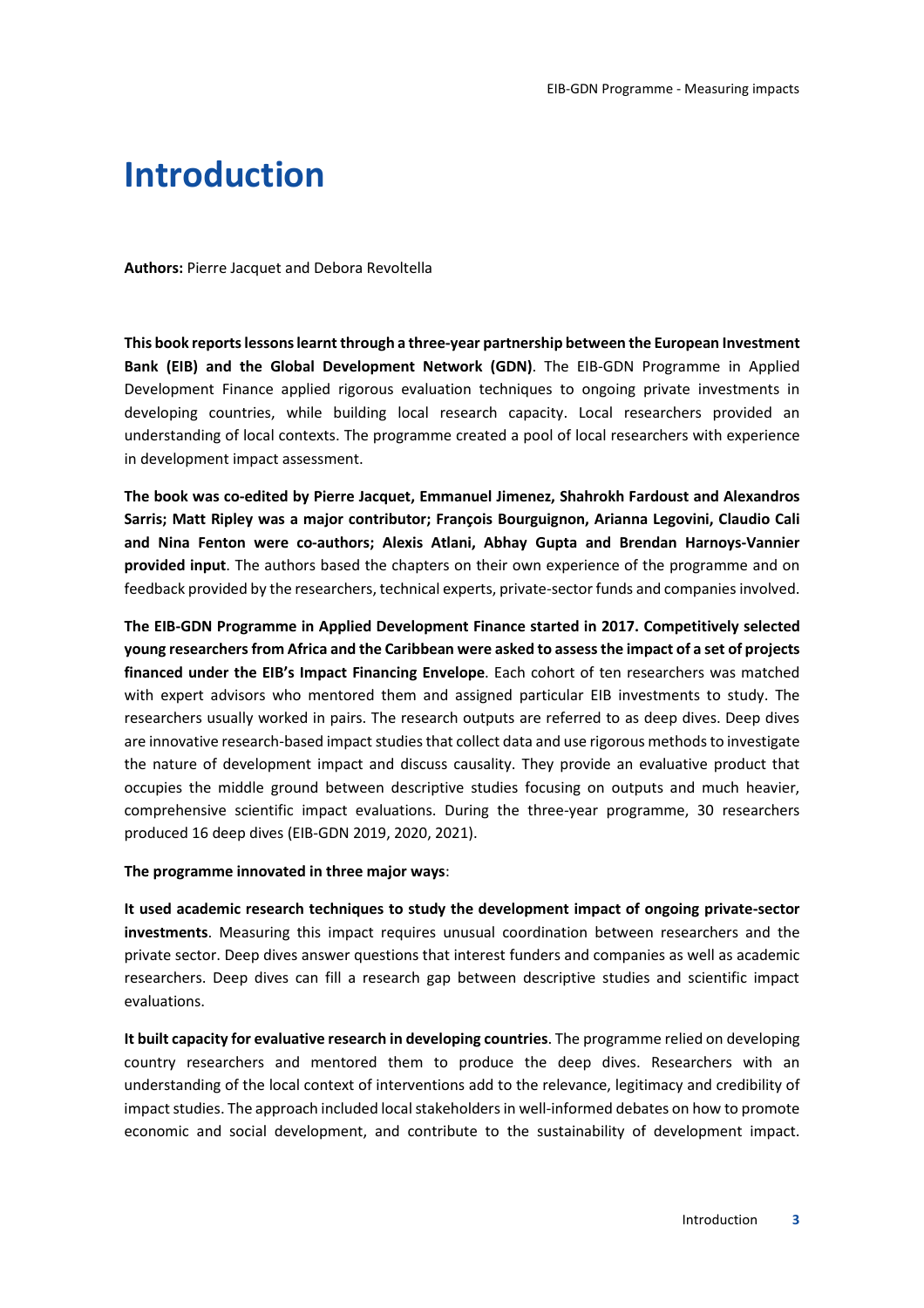# Introduction

**Authors:** Pierre Jacquet and Debora Revoltella

**This book reports lessons learnt through a three-year partnership between the European Investment Bank (EIB) and the Global Development Network (GDN)**. The EIB-GDN Programme in Applied Development Finance applied rigorous evaluation techniques to ongoing private investments in developing countries, while building local research capacity. Local researchers provided an understanding of local contexts. The programme created a pool of local researchers with experience in development impact assessment.

**The book was co-edited by Pierre Jacquet, Emmanuel Jimenez, Shahrokh Fardoust and Alexandros Sarris; Matt Ripley was a major contributor; François Bourguignon, Arianna Legovini, Claudio Cali and Nina Fenton were co-authors; Alexis Atlani, Abhay Gupta and Brendan Harnoys-Vannier provided input**. The authors based the chapters on their own experience of the programme and on feedback provided by the researchers, technical experts, private-sector funds and companies involved.

**The EIB-GDN Programme in Applied Development Finance started in 2017. Competitively selected young researchers from Africa and the Caribbean were asked to assess the impact of a set of projects financed under the EIB's Impact Financing Envelope**. Each cohort of ten researchers was matched with expert advisors who mentored them and assigned particular EIB investments to study. The researchers usually worked in pairs. The research outputs are referred to as deep dives. Deep dives are innovative research-based impact studies that collect data and use rigorous methods to investigate the nature of development impact and discuss causality. They provide an evaluative product that occupies the middle ground between descriptive studies focusing on outputs and much heavier, comprehensive scientific impact evaluations. During the three-year programme, 30 researchers produced 16 deep dives (EIB-GDN 2019, 2020, 2021).

**The programme innovated in three major ways**:

**It used academic research techniques to study the development impact of ongoing private-sector investments**. Measuring this impact requires unusual coordination between researchers and the private sector. Deep dives answer questions that interest funders and companies as well as academic researchers. Deep dives can fill a research gap between descriptive studies and scientific impact evaluations.

**It built capacity for evaluative research in developing countries**. The programme relied on developing country researchers and mentored them to produce the deep dives. Researchers with an understanding of the local context of interventions add to the relevance, legitimacy and credibility of impact studies. The approach included local stakeholders in well-informed debates on how to promote economic and social development, and contribute to the sustainability of development impact.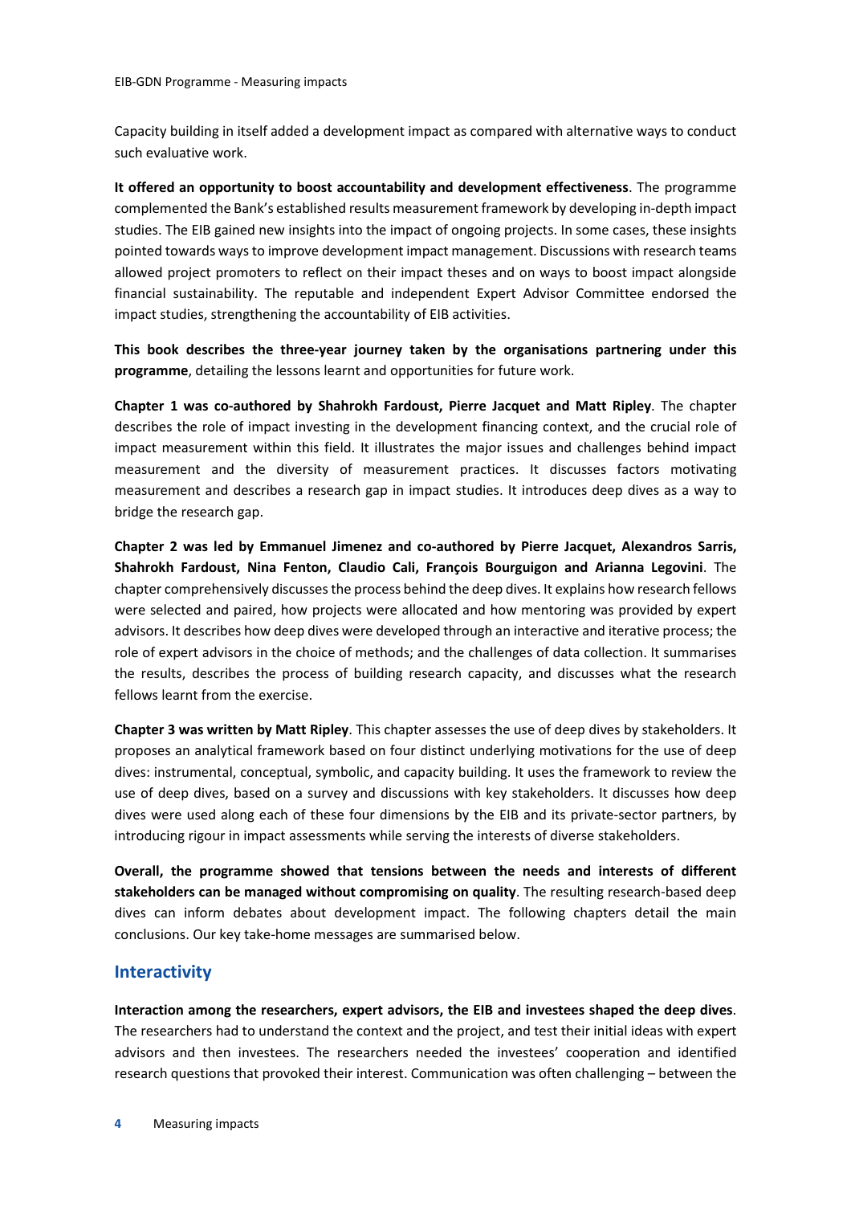Capacity building in itself added a development impact as compared with alternative ways to conduct such evaluative work.

**It offered an opportunity to boost accountability and development effectiveness**. The programme complemented the Bank's established results measurement framework by developing in-depth impact studies. The EIB gained new insights into the impact of ongoing projects. In some cases, these insights pointed towards ways to improve development impact management. Discussions with research teams allowed project promoters to reflect on their impact theses and on ways to boost impact alongside financial sustainability. The reputable and independent Expert Advisor Committee endorsed the impact studies, strengthening the accountability of EIB activities.

**This book describes the three-year journey taken by the organisations partnering under this programme**, detailing the lessons learnt and opportunities for future work.

**Chapter 1 was co-authored by Shahrokh Fardoust, Pierre Jacquet and Matt Ripley**. The chapter describes the role of impact investing in the development financing context, and the crucial role of impact measurement within this field. It illustrates the major issues and challenges behind impact measurement and the diversity of measurement practices. It discusses factors motivating measurement and describes a research gap in impact studies. It introduces deep dives as a way to bridge the research gap.

**Chapter 2 was led by Emmanuel Jimenez and co-authored by Pierre Jacquet, Alexandros Sarris, Shahrokh Fardoust, Nina Fenton, Claudio Cali, François Bourguigon and Arianna Legovini**. The chapter comprehensively discusses the process behind the deep dives. It explains how research fellows were selected and paired, how projects were allocated and how mentoring was provided by expert advisors. It describes how deep dives were developed through an interactive and iterative process; the role of expert advisors in the choice of methods; and the challenges of data collection. It summarises the results, describes the process of building research capacity, and discusses what the research fellows learnt from the exercise.

**Chapter 3 was written by Matt Ripley**. This chapter assesses the use of deep dives by stakeholders. It proposes an analytical framework based on four distinct underlying motivations for the use of deep dives: instrumental, conceptual, symbolic, and capacity building. It uses the framework to review the use of deep dives, based on a survey and discussions with key stakeholders. It discusses how deep dives were used along each of these four dimensions by the EIB and its private-sector partners, by introducing rigour in impact assessments while serving the interests of diverse stakeholders.

**Overall, the programme showed that tensions between the needs and interests of different stakeholders can be managed without compromising on quality**. The resulting research-based deep dives can inform debates about development impact. The following chapters detail the main conclusions. Our key take-home messages are summarised below.

## Interactivity

**Interaction among the researchers, expert advisors, the EIB and investees shaped the deep dives**. The researchers had to understand the context and the project, and test their initial ideas with expert advisors and then investees. The researchers needed the investees' cooperation and identified research questions that provoked their interest. Communication was often challenging – between the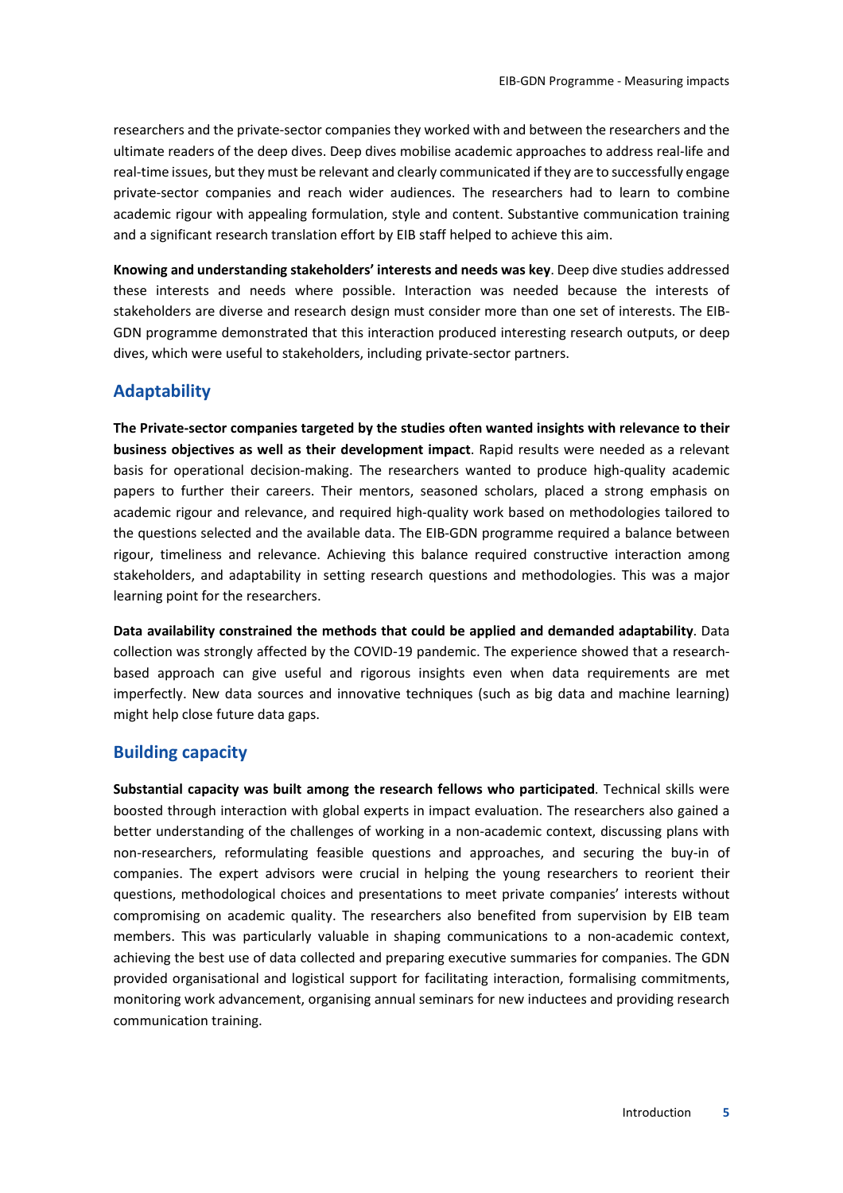researchers and the private-sector companies they worked with and between the researchers and the ultimate readers of the deep dives. Deep dives mobilise academic approaches to address real-life and real-time issues, but they must be relevant and clearly communicated if they are to successfully engage private-sector companies and reach wider audiences. The researchers had to learn to combine academic rigour with appealing formulation, style and content. Substantive communication training and a significant research translation effort by EIB staff helped to achieve this aim.

**Knowing and understanding stakeholders' interests and needs was key**. Deep dive studies addressed these interests and needs where possible. Interaction was needed because the interests of stakeholders are diverse and research design must consider more than one set of interests. The EIB-GDN programme demonstrated that this interaction produced interesting research outputs, or deep dives, which were useful to stakeholders, including private-sector partners.

## Adaptability

**The Private-sector companies targeted by the studies often wanted insights with relevance to their business objectives as well as their development impact**. Rapid results were needed as a relevant basis for operational decision-making. The researchers wanted to produce high-quality academic papers to further their careers. Their mentors, seasoned scholars, placed a strong emphasis on academic rigour and relevance, and required high-quality work based on methodologies tailored to the questions selected and the available data. The EIB-GDN programme required a balance between rigour, timeliness and relevance. Achieving this balance required constructive interaction among stakeholders, and adaptability in setting research questions and methodologies. This was a major learning point for the researchers.

**Data availability constrained the methods that could be applied and demanded adaptability**. Data collection was strongly affected by the COVID-19 pandemic. The experience showed that a research-based approach can give useful and rigorous insights even when data requirements are met imperfectly. New data sources and innovative techniques (such as big data and machine learning) might help close future data gaps.

## Building capacity

**Substantial capacity was built among the research fellows who participated**. Technical skills were boosted through interaction with global experts in impact evaluation. The researchers also gained a better understanding of the challenges of working in a non-academic context, discussing plans with non-researchers, reformulating feasible questions and approaches, and securing the buy-in of companies. The expert advisors were crucial in helping the young researchers to reorient their questions, methodological choices and presentations to meet private companies' interests without compromising on academic quality. The researchers also benefited from supervision by EIB team members. This was particularly valuable in shaping communications to a non-academic context, achieving the best use of data collected and preparing executive summaries for companies. The GDN provided organisational and logistical support for facilitating interaction, formalising commitments, monitoring work advancement, organising annual seminars for new inductees and providing research communication training.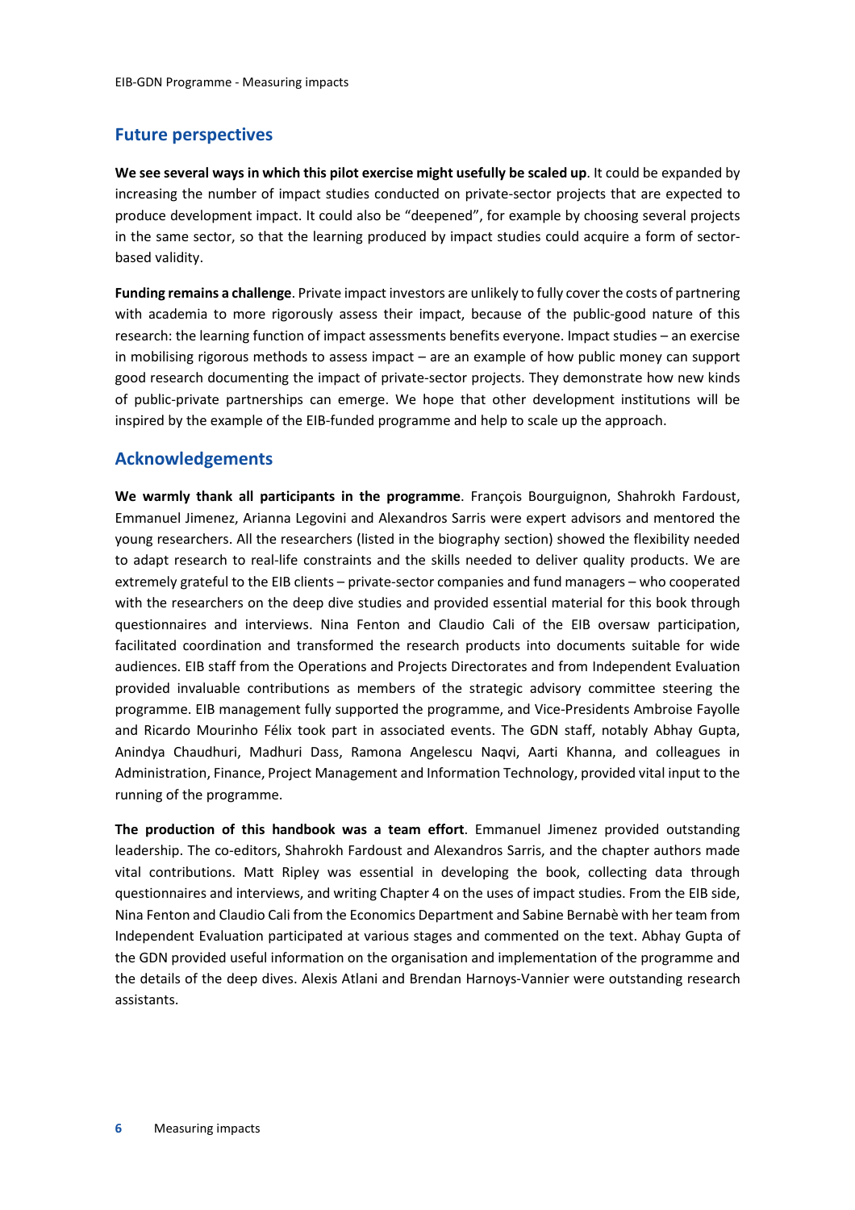## Future perspectives

**We see several ways in which this pilot exercise might usefully be scaled up**. It could be expanded by increasing the number of impact studies conducted on private-sector projects that are expected to produce development impact. It could also be "deepened", for example by choosing several projects in the same sector, so that the learning produced by impact studies could acquire a form of sector-based validity.

**Funding remains a challenge**. Private impact investors are unlikely to fully cover the costs of partnering with academia to more rigorously assess their impact, because of the public-good nature of this research: the learning function of impact assessments benefits everyone. Impact studies – an exercise in mobilising rigorous methods to assess impact – are an example of how public money can support good research documenting the impact of private-sector projects. They demonstrate how new kinds of public-private partnerships can emerge. We hope that other development institutions will be inspired by the example of the EIB-funded programme and help to scale up the approach.

## Acknowledgements

**We warmly thank all participants in the programme**. François Bourguignon, Shahrokh Fardoust, Emmanuel Jimenez, Arianna Legovini and Alexandros Sarris were expert advisors and mentored the young researchers. All the researchers (listed in the biography section) showed the flexibility needed to adapt research to real-life constraints and the skills needed to deliver quality products. We are extremely grateful to the EIB clients – private-sector companies and fund managers – who cooperated with the researchers on the deep dive studies and provided essential material for this book through questionnaires and interviews. Nina Fenton and Claudio Cali of the EIB oversaw participation, facilitated coordination and transformed the research products into documents suitable for wide audiences. EIB staff from the Operations and Projects Directorates and from Independent Evaluation provided invaluable contributions as members of the strategic advisory committee steering the programme. EIB management fully supported the programme, and Vice-Presidents Ambroise Fayolle and Ricardo Mourinho Félix took part in associated events. The GDN staff, notably Abhay Gupta, Anindya Chaudhuri, Madhuri Dass, Ramona Angelescu Naqvi, Aarti Khanna, and colleagues in Administration, Finance, Project Management and Information Technology, provided vital input to the running of the programme.

**The production of this handbook was a team effort**. Emmanuel Jimenez provided outstanding leadership. The co-editors, Shahrokh Fardoust and Alexandros Sarris, and the chapter authors made vital contributions. Matt Ripley was essential in developing the book, collecting data through questionnaires and interviews, and writing Chapter 4 on the uses of impact studies. From the EIB side, Nina Fenton and Claudio Cali from the Economics Department and Sabine Bernabè with her team from Independent Evaluation participated at various stages and commented on the text. Abhay Gupta of the GDN provided useful information on the organisation and implementation of the programme and the details of the deep dives. Alexis Atlani and Brendan Harnoys-Vannier were outstanding research assistants.